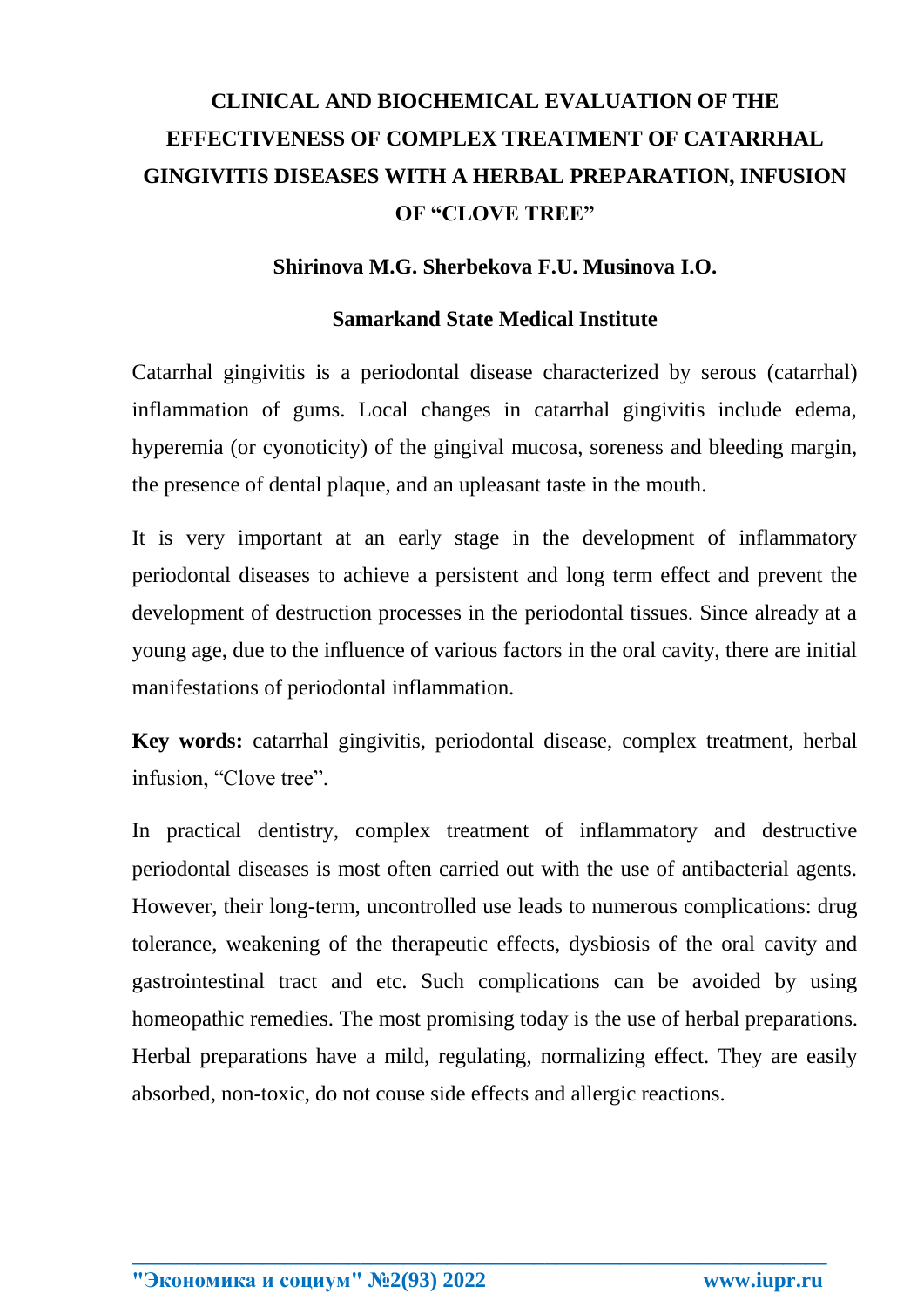# CLINICAL AND BIOCHEMICAL EVALUATION OF THE EFFECTIVENESS OF COMPLEX TREATMENT OF CATARRHAL GINGIVITIS DISEASES WITH A HERBAL PREPARATION, INFUSION OF "CLOVE TREE"

**Shirinova M.G. Sherbekova F.U. Musinova I.O.**

**Samarkand State Medical Institute**

Catarrhal gingivitis is a periodontal disease characterized by serous (catarrhal) inflammation of gums. Local changes in catarrhal gingivitis include edema, hyperemia (or cyonoticity) of the gingival mucosa, soreness and bleeding margin, the presence of dental plaque, and an upleasant taste in the mouth.

It is very important at an early stage in the development of inflammatory periodontal diseases to achieve a persistent and long term effect and prevent the development of destruction processes in the periodontal tissues. Since already at a young age, due to the influence of various factors in the oral cavity, there are initial manifestations of periodontal inflammation.

**Key words:** catarrhal gingivitis, periodontal disease, complex treatment, herbal infusion, "Clove tree".

In practical dentistry, complex treatment of inflammatory and destructive periodontal diseases is most often carried out with the use of antibacterial agents. However, their long-term, uncontrolled use leads to numerous complications: drug tolerance, weakening of the therapeutic effects, dysbiosis of the oral cavity and gastrointestinal tract and etc. Such complications can be avoided by using homeopathic remedies. The most promising today is the use of herbal preparations. Herbal preparations have a mild, regulating, normalizing effect. They are easily absorbed, non-toxic, do not couse side effects and allergic reactions.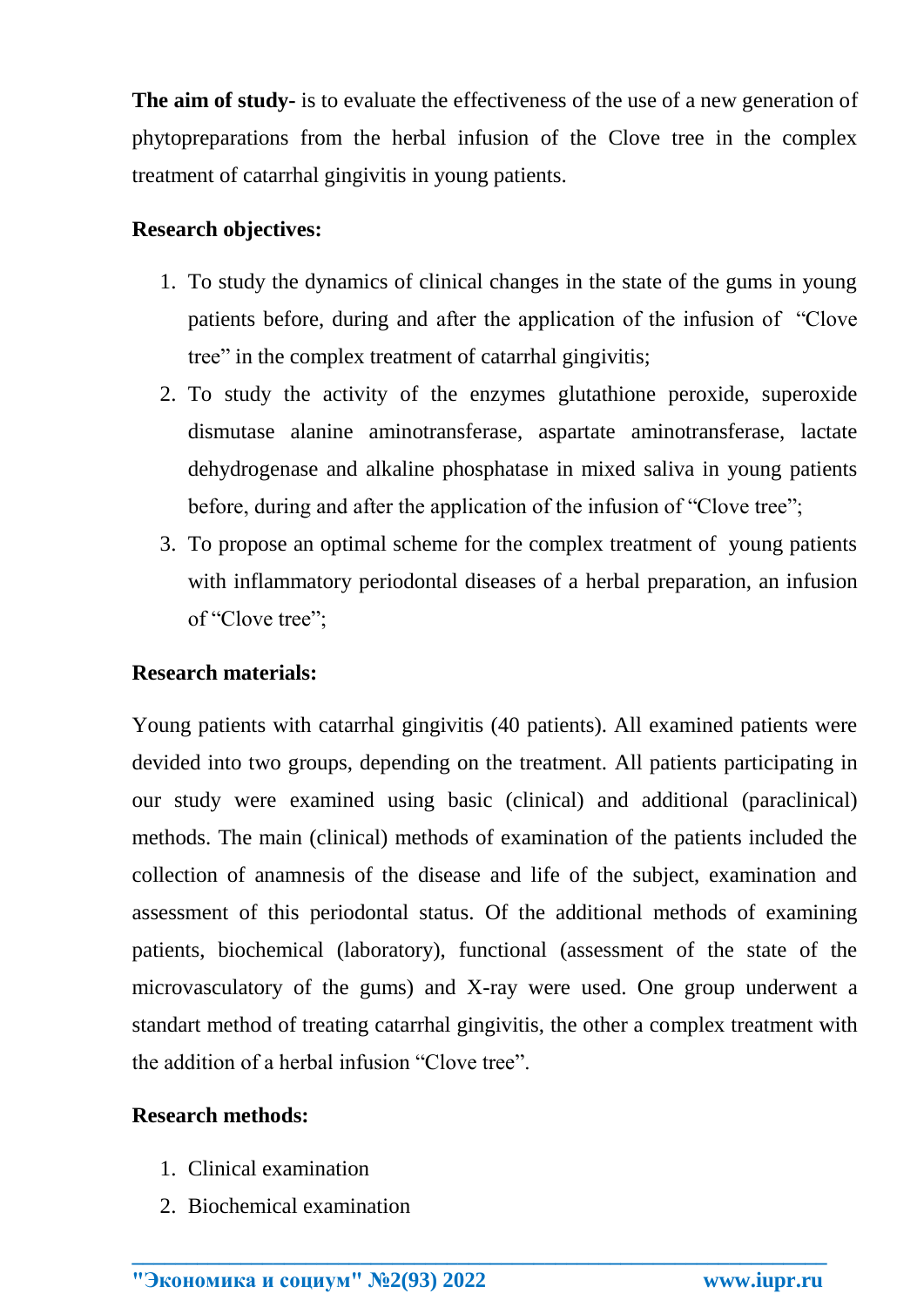**The aim of study-** is to evaluate the effectiveness of the use of a new generation of phytopreparations from the herbal infusion of the Clove tree in the complex treatment of catarrhal gingivitis in young patients.

**Research objectives:**

1. To study the dynamics of clinical changes in the state of the gums in young patients before, during and after the application of the infusion of "Clove tree" in the complex treatment of catarrhal gingivitis;
2. To study the activity of the enzymes glutathione peroxide, superoxide dismutase alanine aminotransferase, aspartate aminotransferase, lactate dehydrogenase and alkaline phosphatase in mixed saliva in young patients before, during and after the application of the infusion of "Clove tree";
3. To propose an optimal scheme for the complex treatment of young patients with inflammatory periodontal diseases of a herbal preparation, an infusion of "Clove tree";

**Research materials:**

Young patients with catarrhal gingivitis (40 patients). All examined patients were devided into two groups, depending on the treatment. All patients participating in our study were examined using basic (clinical) and additional (paraclinical) methods. The main (clinical) methods of examination of the patients included the collection of anamnesis of the disease and life of the subject, examination and assessment of this periodontal status. Of the additional methods of examining patients, biochemical (laboratory), functional (assessment of the state of the microvasculatory of the gums) and X-ray were used. One group underwent a standart method of treating catarrhal gingivitis, the other a complex treatment with the addition of a herbal infusion "Clove tree".

**Research methods:**

1. Clinical examination
2. Biochemical examination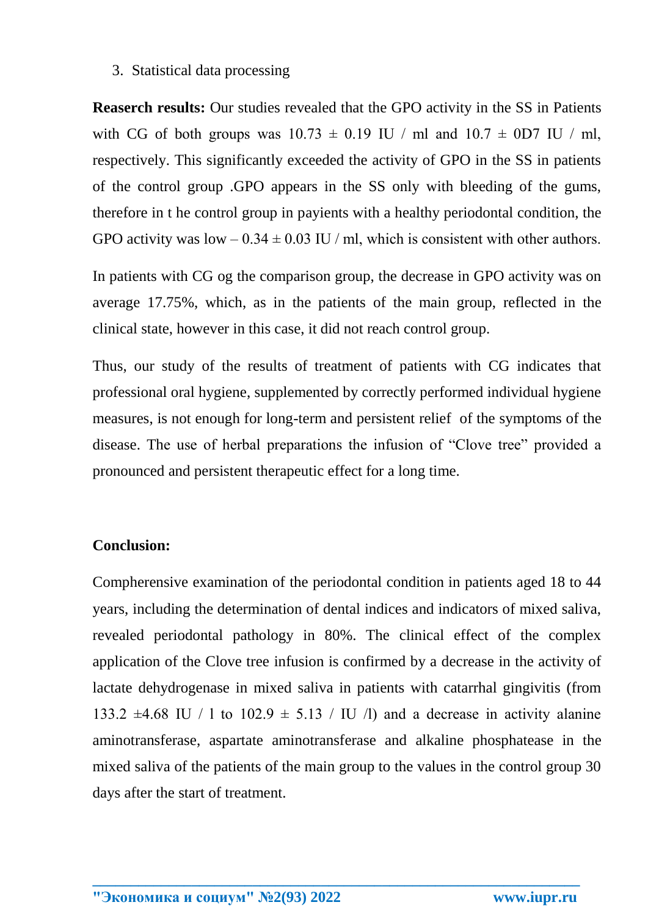3. Statistical data processing

**Reaserch results:** Our studies revealed that the GPO activity in the SS in Patients with CG of both groups was $10.73 \pm 0.19$ IU / ml and $10.7 \pm$ 0D7 IU / ml, respectively. This significantly exceeded the activity of GPO in the SS in patients of the control group .GPO appears in the SS only with bleeding of the gums, therefore in t he control group in payients with a healthy periodontal condition, the GPO activity was low – $0.34 \pm 0.03$ IU / ml, which is consistent with other authors.

In patients with CG og the comparison group, the decrease in GPO activity was on average 17.75%, which, as in the patients of the main group, reflected in the clinical state, however in this case, it did not reach control group.

Thus, our study of the results of treatment of patients with CG indicates that professional oral hygiene, supplemented by correctly performed individual hygiene measures, is not enough for long-term and persistent relief of the symptoms of the disease. The use of herbal preparations the infusion of "Clove tree" provided a pronounced and persistent therapeutic effect for a long time.

**Conclusion:**

Compherensive examination of the periodontal condition in patients aged 18 to 44 years, including the determination of dental indices and indicators of mixed saliva, revealed periodontal pathology in 80%. The clinical effect of the complex application of the Clove tree infusion is confirmed by a decrease in the activity of lactate dehydrogenase in mixed saliva in patients with catarrhal gingivitis (from $133.2 \pm 4.68$ IU / l to $102.9 \pm 5.13$ / IU /l) and a decrease in activity alanine aminotransferase, aspartate aminotransferase and alkaline phosphatease in the mixed saliva of the patients of the main group to the values in the control group 30 days after the start of treatment.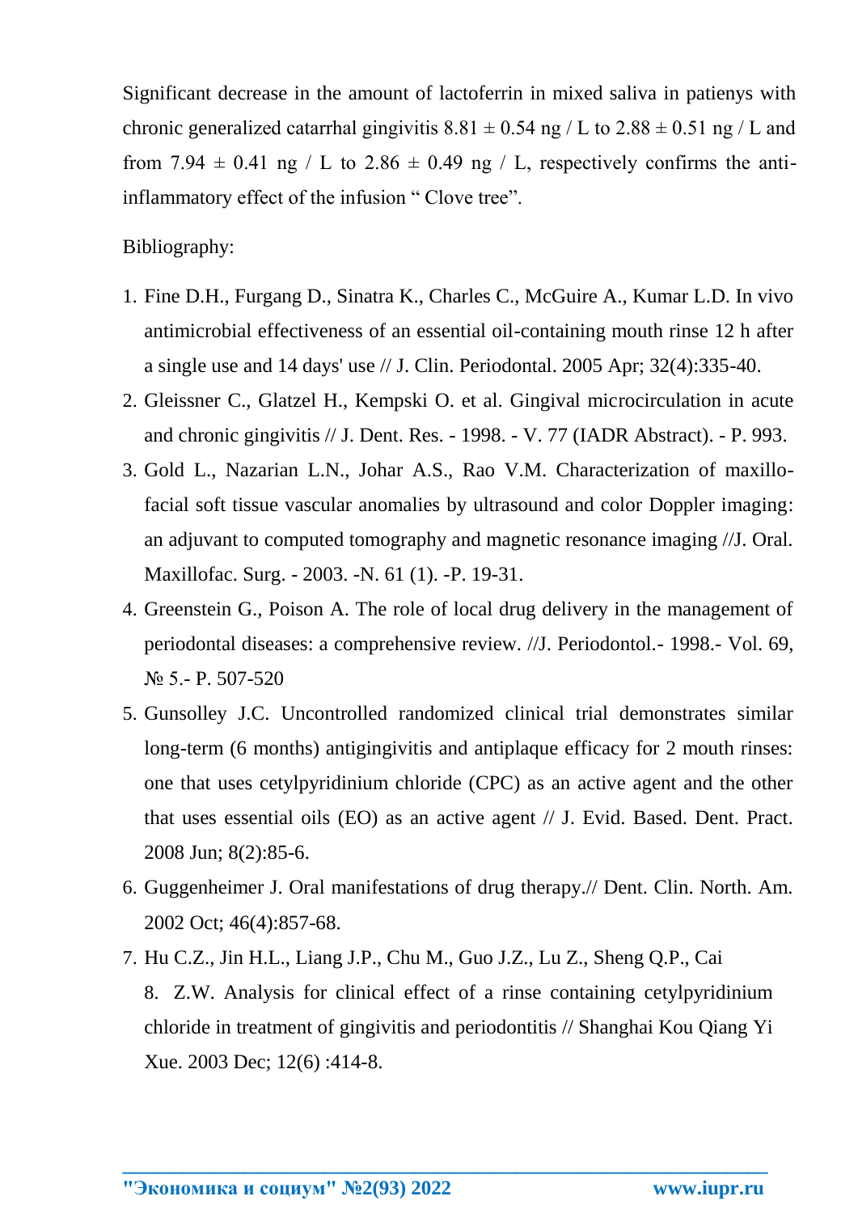Significant decrease in the amount of lactoferrin in mixed saliva in patienys with chronic generalized catarrhal gingivitis $8.81 \pm 0.54$ ng / L to $2.88 \pm 0.51$ ng / L and from $7.94 \pm 0.41$ ng / L to $2.86 \pm 0.49$ ng / L, respectively confirms the anti-inflammatory effect of the infusion " Clove tree".

Bibliography:

1. Fine D.H., Furgang D., Sinatra K., Charles C., McGuire A., Kumar L.D. In vivo antimicrobial effectiveness of an essential oil-containing mouth rinse 12 h after a single use and 14 days' use // J. Clin. Periodontal. 2005 Apr; 32(4):335-40.
2. Gleissner C., Glatzel H., Kempski O. et al. Gingival microcirculation in acute and chronic gingivitis // J. Dent. Res. - 1998. - V. 77 (IADR Abstract). - P. 993.
3. Gold L., Nazarian L.N., Johar A.S., Rao V.M. Characterization of maxillo-facial soft tissue vascular anomalies by ultrasound and color Doppler imaging: an adjuvant to computed tomography and magnetic resonance imaging //J. Oral. Maxillofac. Surg. - 2003. -N. 61 (1). -P. 19-31.
4. Greenstein G., Poison A. The role of local drug delivery in the management of periodontal diseases: a comprehensive review. //J. Periodontol.- 1998.- Vol. 69, № 5.- P. 507-520
5. Gunsolley J.C. Uncontrolled randomized clinical trial demonstrates similar long-term (6 months) antigingivitis and antiplaque efficacy for 2 mouth rinses: one that uses cetylpyridinium chloride (CPC) as an active agent and the other that uses essential oils (EO) as an active agent // J. Evid. Based. Dent. Pract. 2008 Jun; 8(2):85-6.
6. Guggenheimer J. Oral manifestations of drug therapy.// Dent. Clin. North. Am. 2002 Oct; 46(4):857-68.
7. Hu C.Z., Jin H.L., Liang J.P., Chu M., Guo J.Z., Lu Z., Sheng Q.P., Cai
8. Z.W. Analysis for clinical effect of a rinse containing cetylpyridinium chloride in treatment of gingivitis and periodontitis // Shanghai Kou Qiang Yi Xue. 2003 Dec; 12(6) :414-8.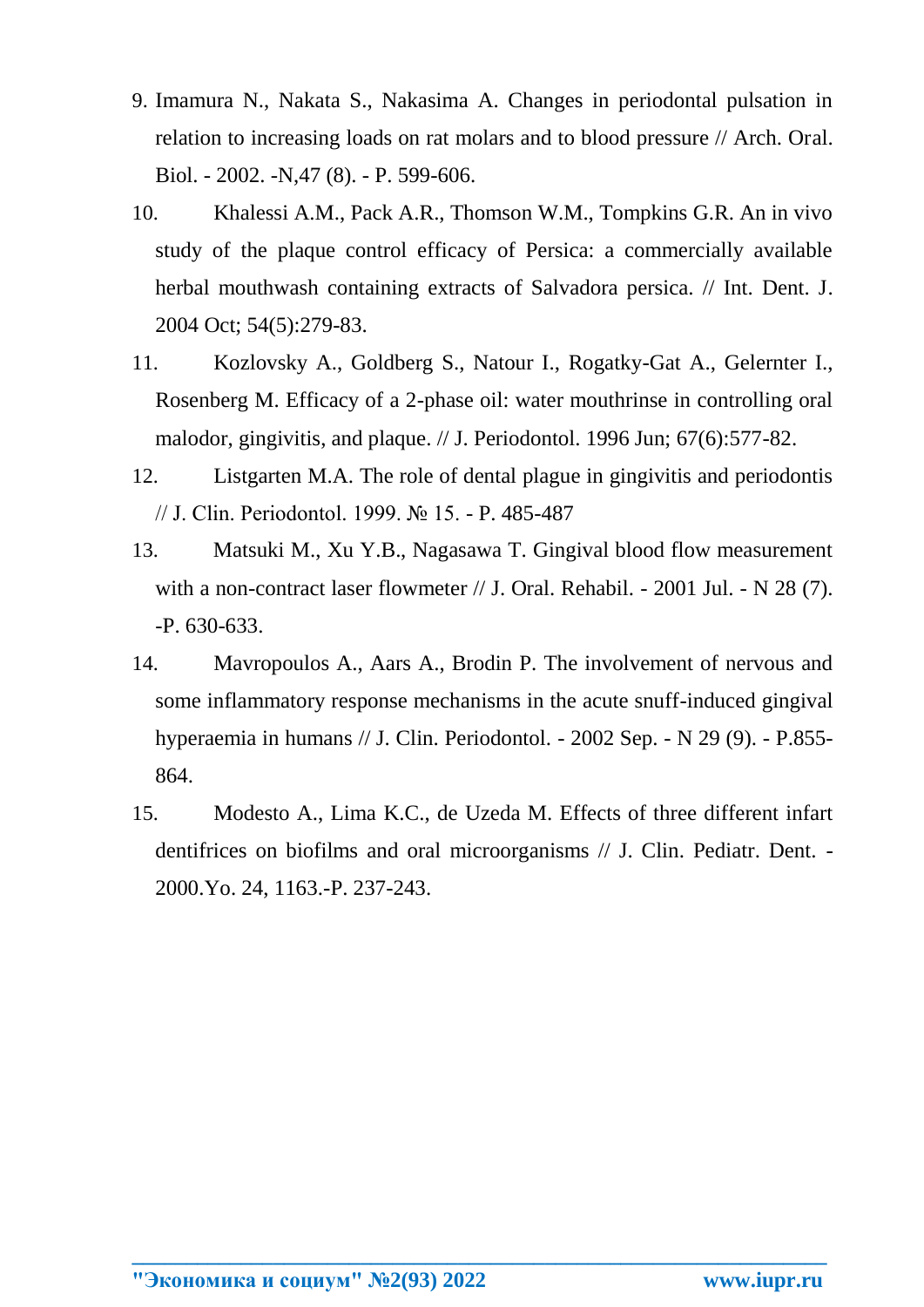9. Imamura N., Nakata S., Nakasima A. Changes in periodontal pulsation in relation to increasing loads on rat molars and to blood pressure // Arch. Oral. Biol. - 2002. -N,47 (8). - P. 599-606.
10. Khalessi A.M., Pack A.R., Thomson W.M., Tompkins G.R. An in vivo study of the plaque control efficacy of Persica: a commercially available herbal mouthwash containing extracts of Salvadora persica. // Int. Dent. J. 2004 Oct; 54(5):279-83.
11. Kozlovsky A., Goldberg S., Natour I., Rogatky-Gat A., Gelernter I., Rosenberg M. Efficacy of a 2-phase oil: water mouthrinse in controlling oral malodor, gingivitis, and plaque. // J. Periodontol. 1996 Jun; 67(6):577-82.
12. Listgarten M.A. The role of dental plague in gingivitis and periodontis // J. Clin. Periodontol. 1999. № 15. - P. 485-487
13. Matsuki M., Xu Y.B., Nagasawa T. Gingival blood flow measurement with a non-contract laser flowmeter // J. Oral. Rehabil. - 2001 Jul. - N 28 (7). -P. 630-633.
14. Mavropoulos A., Aars A., Brodin P. The involvement of nervous and some inflammatory response mechanisms in the acute snuff-induced gingival hyperaemia in humans // J. Clin. Periodontol. - 2002 Sep. - N 29 (9). - P.855-864.
15. Modesto A., Lima K.C., de Uzeda M. Effects of three different infart dentifrices on biofilms and oral microorganisms // J. Clin. Pediatr. Dent. - 2000.Yo. 24, 1163.-P. 237-243.